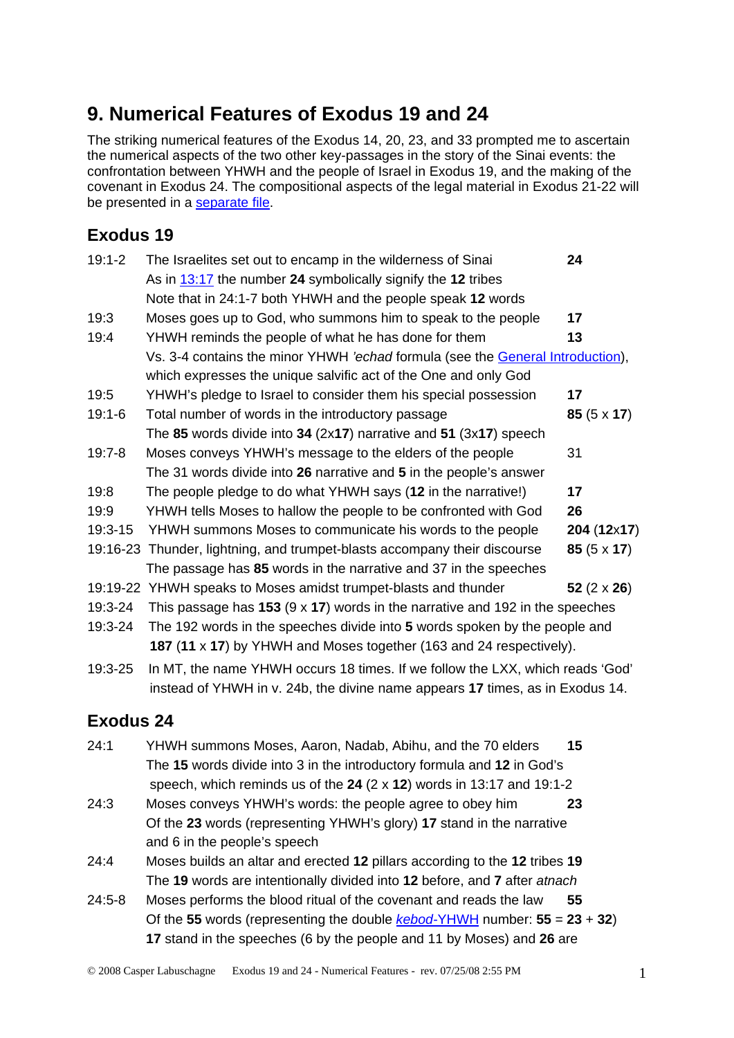# 9. Numerical Features of Exodus 19 and 24

The striking numerical features of the Exodus 14, 20, 23, and 33 prompted me to ascertain the numerical aspects of the two other key-passages in the story of the Sinai events: the confrontation between YHWH and the people of Israel in Exodus 19, and the making of the covenant in Exodus 24. The compositional aspects of the legal material in Exodus 21-22 will be presented in a separate file.

## Exodus 19

| | | |
|---|---|---|
| 19:1-2 | The Israelites set out to encamp in the wilderness of Sinai<br>As in 13:17 the number **24** symbolically signify the **12** tribes<br>Note that in 24:1-7 both YHWH and the people speak **12** words | **24** |
| 19:3 | Moses goes up to God, who summons him to speak to the people | **17** |
| 19:4 | YHWH reminds the people of what he has done for them<br>Vs. 3-4 contains the minor YHWH *'echad* formula (see the General Introduction), which expresses the unique salvific act of the One and only God | **13** |
| 19:5 | YHWH's pledge to Israel to consider them his special possession | **17** |
| 19:1-6 | Total number of words in the introductory passage<br>The **85** words divide into **34** (2x**17**) narrative and **51** (3x**17**) speech | **85** (5 x **17**) |
| 19:7-8 | Moses conveys YHWH's message to the elders of the people<br>The 31 words divide into **26** narrative and **5** in the people's answer | 31 |
| 19:8 | The people pledge to do what YHWH says (**12** in the narrative!) | **17** |
| 19:9 | YHWH tells Moses to hallow the people to be confronted with God | **26** |
| 19:3-15 | YHWH summons Moses to communicate his words to the people | **204** (**12**x**17**) |
| 19:16-23 | Thunder, lightning, and trumpet-blasts accompany their discourse<br>The passage has **85** words in the narrative and 37 in the speeches | **85** (5 x **17**) |
| 19:19-22 | YHWH speaks to Moses amidst trumpet-blasts and thunder | **52** (2 x **26**) |
| 19:3-24 | This passage has **153** (9 x **17**) words in the narrative and 192 in the speeches | |
| 19:3-24 | The 192 words in the speeches divide into **5** words spoken by the people and **187** (**11** x **17**) by YHWH and Moses together (163 and 24 respectively). | |
| 19:3-25 | In MT, the name YHWH occurs 18 times. If we follow the LXX, which reads 'God' instead of YHWH in v. 24b, the divine name appears **17** times, as in Exodus 14. | |

## Exodus 24

| | | |
|---|---|---|
| 24:1 | YHWH summons Moses, Aaron, Nadab, Abihu, and the 70 elders<br>The **15** words divide into 3 in the introductory formula and **12** in God's speech, which reminds us of the **24** (2 x **12**) words in 13:17 and 19:1-2 | **15** |
| 24:3 | Moses conveys YHWH's words: the people agree to obey him<br>Of the **23** words (representing YHWH's glory) **17** stand in the narrative and 6 in the people's speech | **23** |
| 24:4 | Moses builds an altar and erected **12** pillars according to the **12** tribes<br>The **19** words are intentionally divided into **12** before, and **7** after *atnach* | **19** |
| 24:5-8 | Moses performs the blood ritual of the covenant and reads the law<br>Of the **55** words (representing the double *kebod*-YHWH number: **55** = **23** + **32**) **17** stand in the speeches (6 by the people and 11 by Moses) and **26** are | **55** |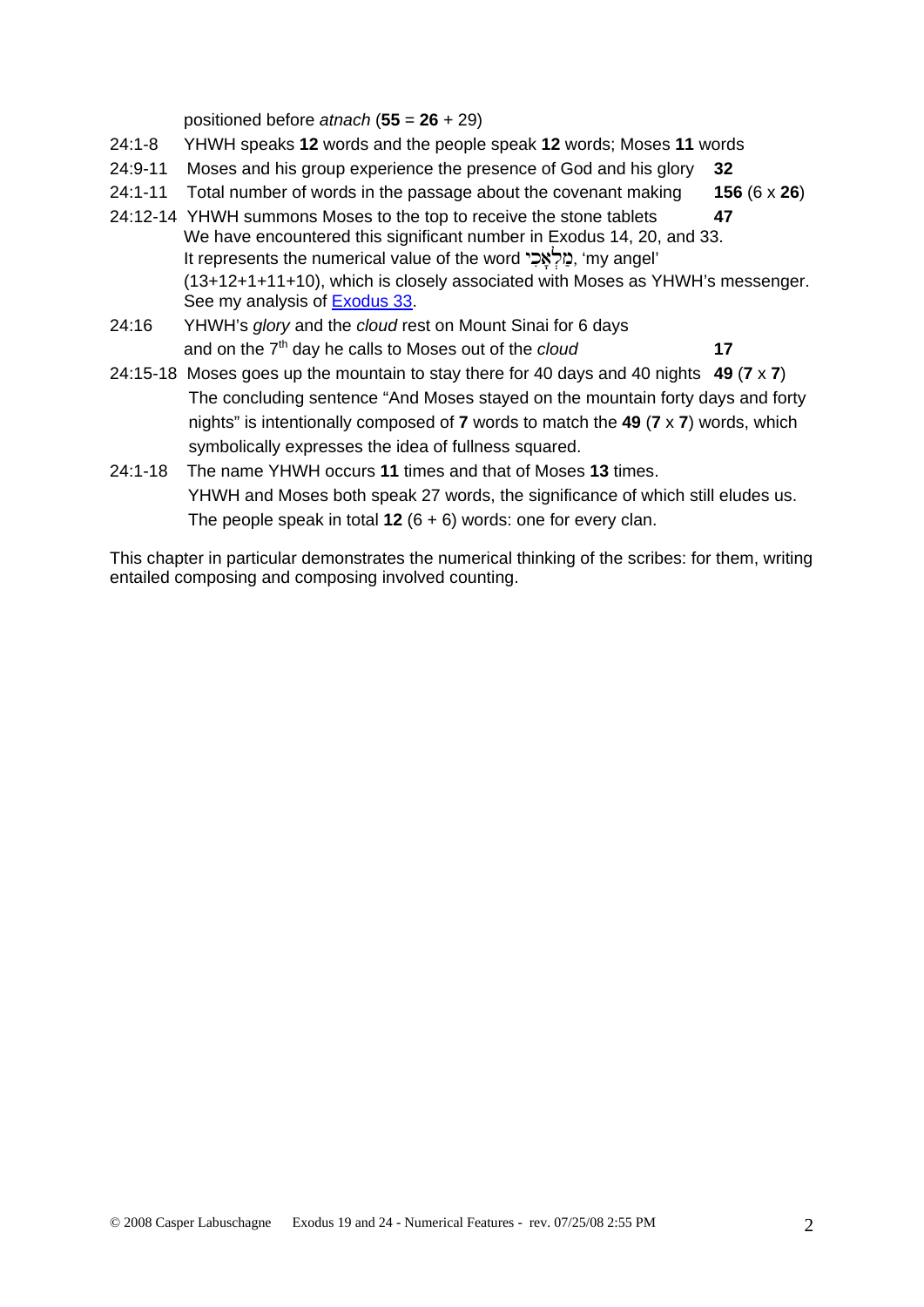positioned before *atnach* (**55** = **26** + 29)

24:1-8 YHWH speaks **12** words and the people speak **12** words; Moses **11** words

24:9-11 Moses and his group experience the presence of God and his glory **32**

24:1-11 Total number of words in the passage about the covenant making **156** (6 x **26**)

24:12-14 YHWH summons Moses to the top to receive the stone tablets **47**
We have encountered this significant number in Exodus 14, 20, and 33.
It represents the numerical value of the word מַלְאָכִי, 'my angel'
(13+12+1+11+10), which is closely associated with Moses as YHWH's messenger.
See my analysis of [Exodus 33](Exodus 33).

24:16 YHWH's *glory* and the *cloud* rest on Mount Sinai for 6 days
and on the 7th day he calls to Moses out of the *cloud* **17**

24:15-18 Moses goes up the mountain to stay there for 40 days and 40 nights **49** (**7** x **7**)
The concluding sentence "And Moses stayed on the mountain forty days and forty nights" is intentionally composed of **7** words to match the **49** (**7** x **7**) words, which symbolically expresses the idea of fullness squared.

24:1-18 The name YHWH occurs **11** times and that of Moses **13** times.
YHWH and Moses both speak 27 words, the significance of which still eludes us.
The people speak in total **12** (6 + 6) words: one for every clan.

This chapter in particular demonstrates the numerical thinking of the scribes: for them, writing entailed composing and composing involved counting.